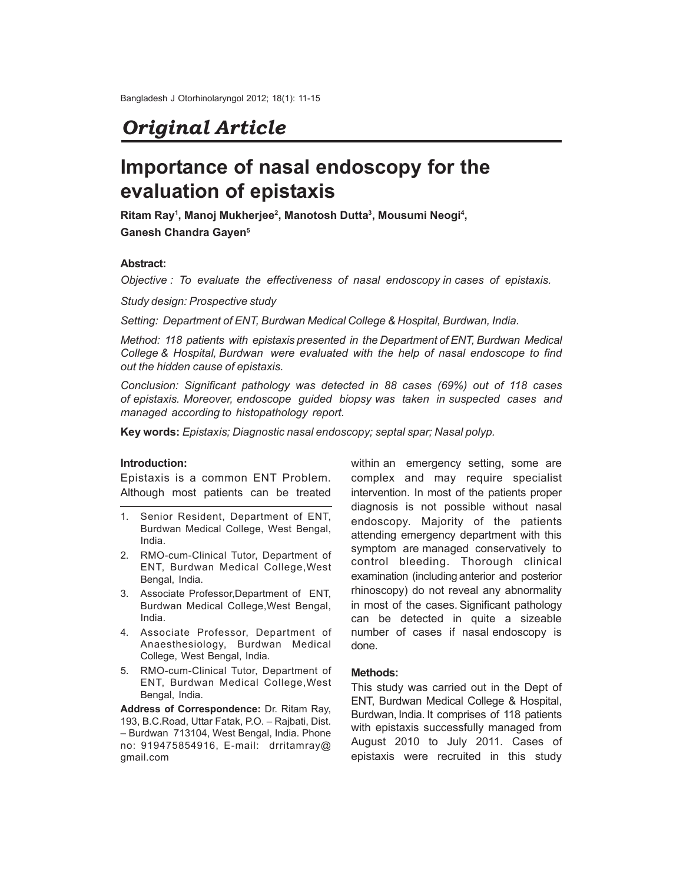*Original Article*

# Importance of nasal endoscopy for the evaluation of epistaxis

**Ritam Ray[1], Manoj Mukherjee[2], Manotosh Dutta[3], Mousumi Neogi[4], Ganesh Chandra Gayen[5]**

**Abstract:**

*Objective : To evaluate the effectiveness of nasal endoscopy in cases of epistaxis.*

*Study design: Prospective study*

*Setting: Department of ENT, Burdwan Medical College & Hospital, Burdwan, India.*

*Method: 118 patients with epistaxis presented in the Department of ENT, Burdwan Medical College & Hospital, Burdwan were evaluated with the help of nasal endoscope to find out the hidden cause of epistaxis.*

*Conclusion: Significant pathology was detected in 88 cases (69%) out of 118 cases of epistaxis. Moreover, endoscope guided biopsy was taken in suspected cases and managed according to histopathology report.*

**Key words:** *Epistaxis; Diagnostic nasal endoscopy; septal spar; Nasal polyp.*

### Introduction:

Epistaxis is a common ENT Problem. Although most patients can be treated within an emergency setting, some are complex and may require specialist intervention. In most of the patients proper diagnosis is not possible without nasal endoscopy. Majority of the patients attending emergency department with this symptom are managed conservatively to control bleeding. Thorough clinical examination (including anterior and posterior rhinoscopy) do not reveal any abnormality in most of the cases. Significant pathology can be detected in quite a sizeable number of cases if nasal endoscopy is done.

### Methods:

This study was carried out in the Dept of ENT, Burdwan Medical College & Hospital, Burdwan, India. It comprises of 118 patients with epistaxis successfully managed from August 2010 to July 2011. Cases of epistaxis were recruited in this study

---

1. Senior Resident, Department of ENT, Burdwan Medical College, West Bengal, India.
2. RMO-cum-Clinical Tutor, Department of ENT, Burdwan Medical College, West Bengal, India.
3. Associate Professor, Department of ENT, Burdwan Medical College, West Bengal, India.
4. Associate Professor, Department of Anaesthesiology, Burdwan Medical College, West Bengal, India.
5. RMO-cum-Clinical Tutor, Department of ENT, Burdwan Medical College, West Bengal, India.

**Address of Correspondence:** Dr. Ritam Ray, 193, B.C.Road, Uttar Fatak, P.O. – Rajbati, Dist. – Burdwan 713104, West Bengal, India. Phone no: 919475854916, E-mail: drritamray@gmail.com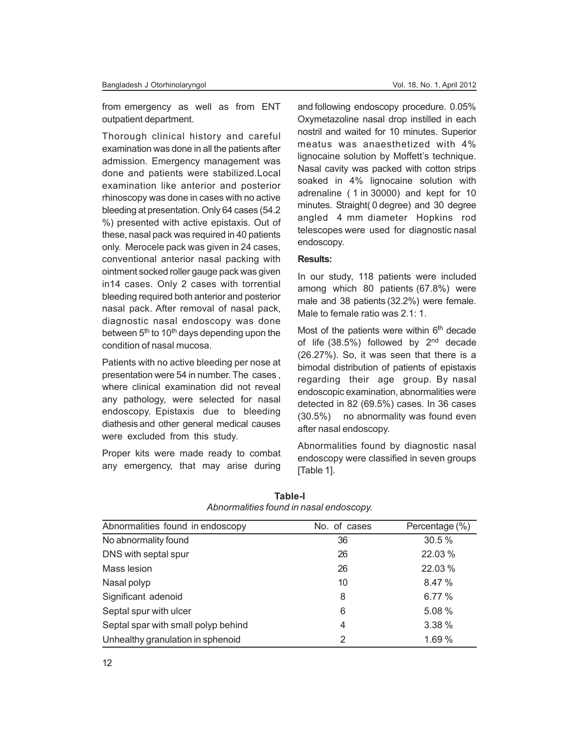from emergency as well as from ENT outpatient department.

Thorough clinical history and careful examination was done in all the patients after admission. Emergency management was done and patients were stabilized.Local examination like anterior and posterior rhinoscopy was done in cases with no active bleeding at presentation. Only 64 cases (54.2 %) presented with active epistaxis. Out of these, nasal pack was required in 40 patients only. Merocele pack was given in 24 cases, conventional anterior nasal packing with ointment socked roller gauge pack was given in14 cases. Only 2 cases with torrential bleeding required both anterior and posterior nasal pack. After removal of nasal pack, diagnostic nasal endoscopy was done between 5th to 10th days depending upon the condition of nasal mucosa.

Patients with no active bleeding per nose at presentation were 54 in number. The cases , where clinical examination did not reveal any pathology, were selected for nasal endoscopy. Epistaxis due to bleeding diathesis and other general medical causes were excluded from this study.

Proper kits were made ready to combat any emergency, that may arise during and following endoscopy procedure. 0.05% Oxymetazoline nasal drop instilled in each nostril and waited for 10 minutes. Superior meatus was anaesthetized with 4% lignocaine solution by Moffett's technique. Nasal cavity was packed with cotton strips soaked in 4% lignocaine solution with adrenaline ( 1 in 30000) and kept for 10 minutes. Straight( 0 degree) and 30 degree angled 4 mm diameter Hopkins rod telescopes were used for diagnostic nasal endoscopy.

**Results:**

In our study, 118 patients were included among which 80 patients (67.8%) were male and 38 patients (32.2%) were female. Male to female ratio was 2.1: 1.

Most of the patients were within 6th decade of life (38.5%) followed by 2nd decade (26.27%). So, it was seen that there is a bimodal distribution of patients of epistaxis regarding their age group. By nasal endoscopic examination, abnormalities were detected in 82 (69.5%) cases. In 36 cases (30.5%) no abnormality was found even after nasal endoscopy.

Abnormalities found by diagnostic nasal endoscopy were classified in seven groups [Table 1].

**Table-I**
*Abnormalities found in nasal endoscopy.*

| Abnormalities found in endoscopy | No. of cases | Percentage (%) |
|---|---|---|
| No abnormality found | 36 | 30.5 % |
| DNS with septal spur | 26 | 22.03 % |
| Mass lesion | 26 | 22.03 % |
| Nasal polyp | 10 | 8.47 % |
| Significant adenoid | 8 | 6.77 % |
| Septal spur with ulcer | 6 | 5.08 % |
| Septal spar with small polyp behind | 4 | 3.38 % |
| Unhealthy granulation in sphenoid | 2 | 1.69 % |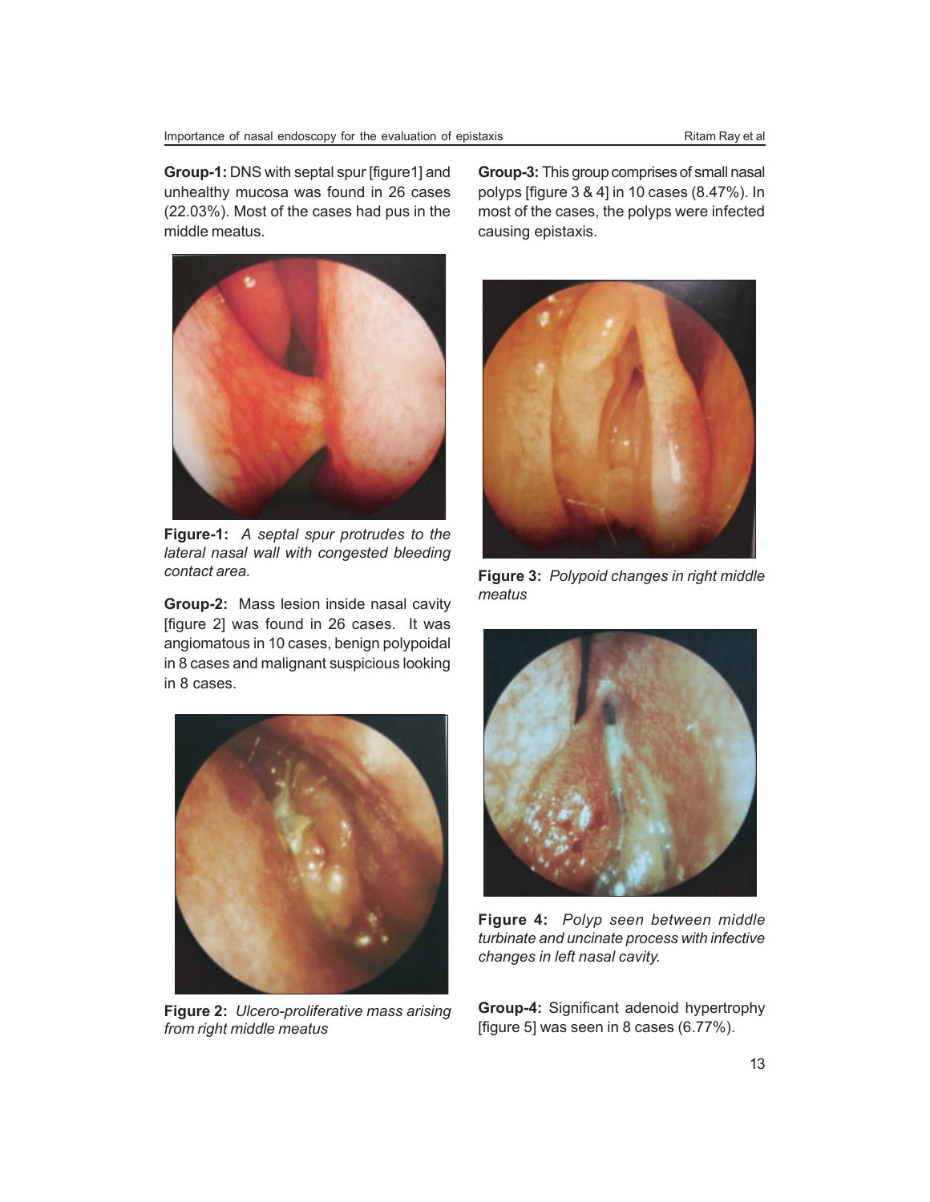**Group-1:** DNS with septal spur [figure1] and unhealthy mucosa was found in 26 cases (22.03%). Most of the cases had pus in the middle meatus.

**Figure-1:** *A septal spur protrudes to the lateral nasal wall with congested bleeding contact area.*

**Group-2:** Mass lesion inside nasal cavity [figure 2] was found in 26 cases. It was angiomatous in 10 cases, benign polypoidal in 8 cases and malignant suspicious looking in 8 cases.

**Figure 2:** *Ulcero-proliferative mass arising from right middle meatus*

**Group-3:** This group comprises of small nasal polyps [figure 3 & 4] in 10 cases (8.47%). In most of the cases, the polyps were infected causing epistaxis.

**Figure 3:** *Polypoid changes in right middle meatus*

**Figure 4:** *Polyp seen between middle turbinate and uncinate process with infective changes in left nasal cavity.*

**Group-4:** Significant adenoid hypertrophy [figure 5] was seen in 8 cases (6.77%).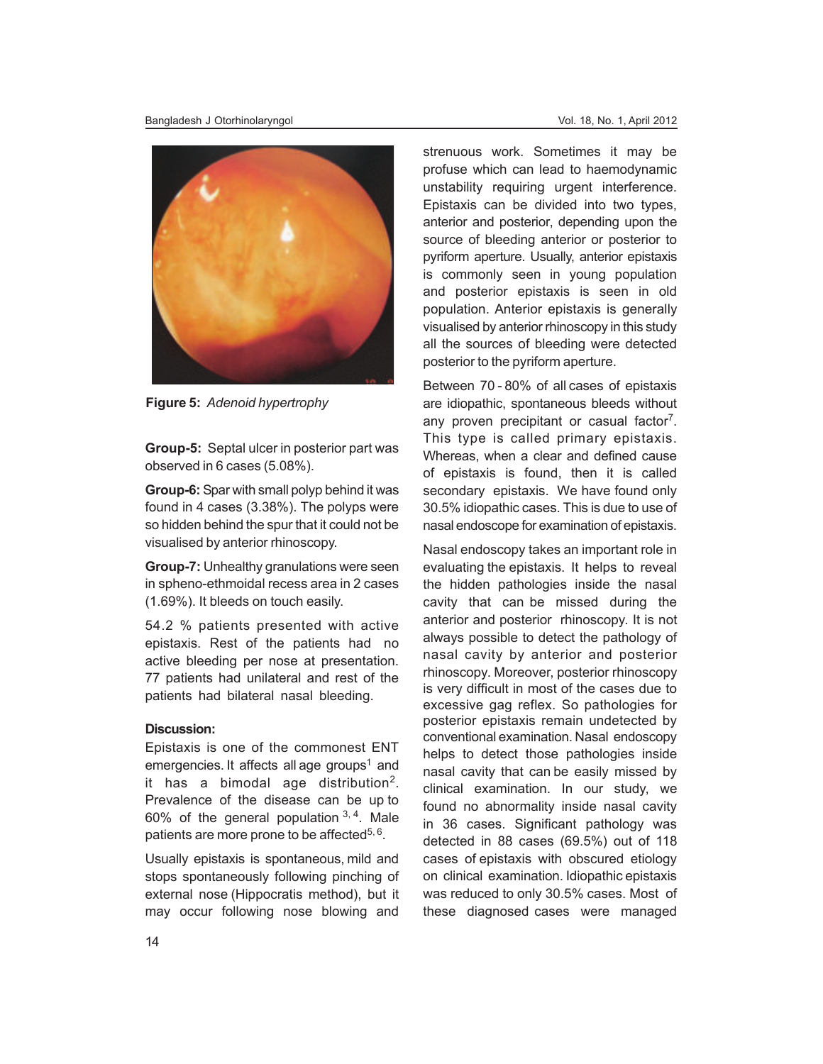**Figure 5:** *Adenoid hypertrophy*

**Group-5:** Septal ulcer in posterior part was observed in 6 cases (5.08%).

**Group-6:** Spar with small polyp behind it was found in 4 cases (3.38%). The polyps were so hidden behind the spur that it could not be visualised by anterior rhinoscopy.

**Group-7:** Unhealthy granulations were seen in spheno-ethmoidal recess area in 2 cases (1.69%). It bleeds on touch easily.

54.2 % patients presented with active epistaxis. Rest of the patients had no active bleeding per nose at presentation. 77 patients had unilateral and rest of the patients had bilateral nasal bleeding.

**Discussion:**

Epistaxis is one of the commonest ENT emergencies. It affects all age groups[1] and it has a bimodal age distribution[2]. Prevalence of the disease can be up to 60% of the general population [3, 4]. Male patients are more prone to be affected[5, 6].

Usually epistaxis is spontaneous, mild and stops spontaneously following pinching of external nose (Hippocratis method), but it may occur following nose blowing and strenuous work. Sometimes it may be profuse which can lead to haemodynamic unstability requiring urgent interference. Epistaxis can be divided into two types, anterior and posterior, depending upon the source of bleeding anterior or posterior to pyriform aperture. Usually, anterior epistaxis is commonly seen in young population and posterior epistaxis is seen in old population. Anterior epistaxis is generally visualised by anterior rhinoscopy in this study all the sources of bleeding were detected posterior to the pyriform aperture.

Between 70 - 80% of all cases of epistaxis are idiopathic, spontaneous bleeds without any proven precipitant or casual factor[7]. This type is called primary epistaxis. Whereas, when a clear and defined cause of epistaxis is found, then it is called secondary epistaxis. We have found only 30.5% idiopathic cases. This is due to use of nasal endoscope for examination of epistaxis.

Nasal endoscopy takes an important role in evaluating the epistaxis. It helps to reveal the hidden pathologies inside the nasal cavity that can be missed during the anterior and posterior rhinoscopy. It is not always possible to detect the pathology of nasal cavity by anterior and posterior rhinoscopy. Moreover, posterior rhinoscopy is very difficult in most of the cases due to excessive gag reflex. So pathologies for posterior epistaxis remain undetected by conventional examination. Nasal endoscopy helps to detect those pathologies inside nasal cavity that can be easily missed by clinical examination. In our study, we found no abnormality inside nasal cavity in 36 cases. Significant pathology was detected in 88 cases (69.5%) out of 118 cases of epistaxis with obscured etiology on clinical examination. Idiopathic epistaxis was reduced to only 30.5% cases. Most of these diagnosed cases were managed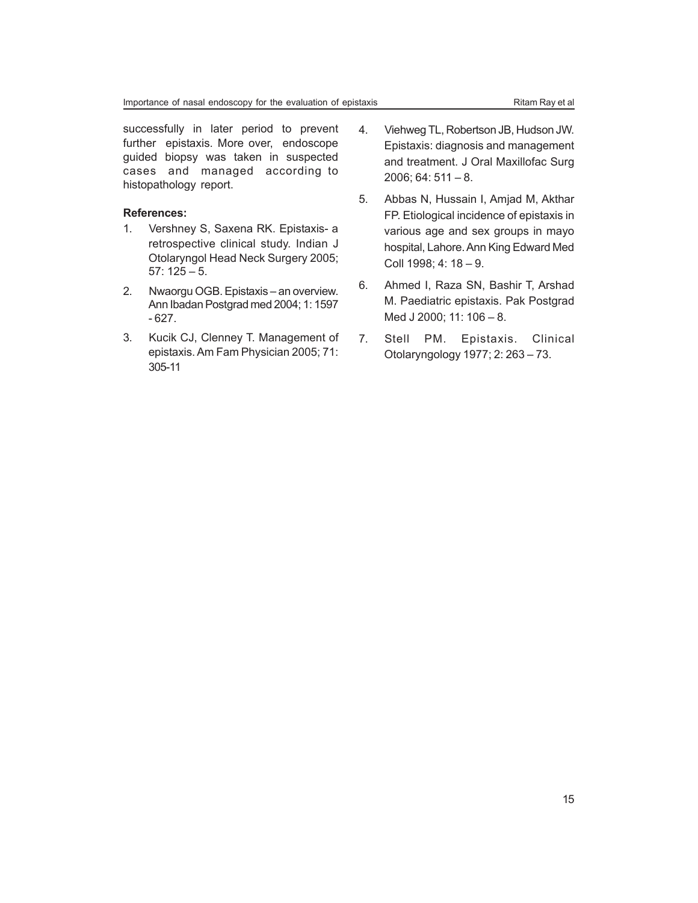successfully in later period to prevent further epistaxis. More over, endoscope guided biopsy was taken in suspected cases and managed according to histopathology report.

**References:**

1. Vershney S, Saxena RK. Epistaxis- a retrospective clinical study. Indian J Otolaryngol Head Neck Surgery 2005; 57: 125 – 5.
2. Nwaorgu OGB. Epistaxis – an overview. Ann Ibadan Postgrad med 2004; 1: 1597 - 627.
3. Kucik CJ, Clenney T. Management of epistaxis. Am Fam Physician 2005; 71: 305-11
4. Viehweg TL, Robertson JB, Hudson JW. Epistaxis: diagnosis and management and treatment. J Oral Maxillofac Surg 2006; 64: 511 – 8.
5. Abbas N, Hussain I, Amjad M, Akthar FP. Etiological incidence of epistaxis in various age and sex groups in mayo hospital, Lahore. Ann King Edward Med Coll 1998; 4: 18 – 9.
6. Ahmed I, Raza SN, Bashir T, Arshad M. Paediatric epistaxis. Pak Postgrad Med J 2000; 11: 106 – 8.
7. Stell PM. Epistaxis. Clinical Otolaryngology 1977; 2: 263 – 73.